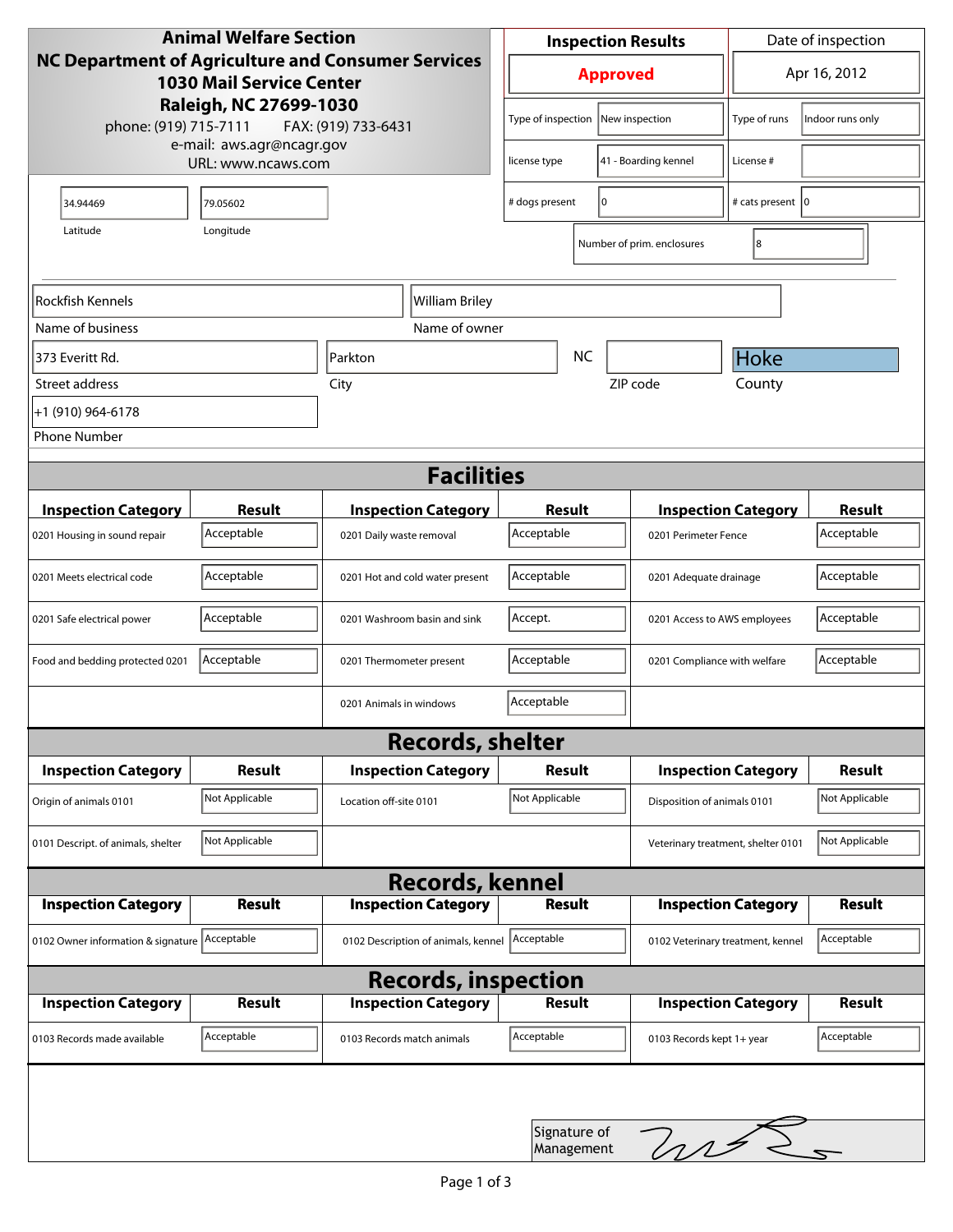# Animal Welfare Section

**NC Department of Agriculture and Consumer Services**
**1030 Mail Service Center**
**Raleigh, NC 27699-1030**

phone: (919) 715-7111 FAX: (919) 733-6431
e-mail: aws.agr@ncagr.gov
URL: www.ncaws.com

| Inspection Results | Date of inspection |
|---|---|
| **Approved** | Apr 16, 2012 |

| | | | |
|---|---|---|---|
| Type of inspection | New inspection | Type of runs | Indoor runs only |
| license type | 41 - Boarding kennel | License # | |
| # dogs present | 0 | # cats present | 0 |
| Number of prim. enclosures | 8 | | |

| Latitude | Longitude |
|---|---|
| 34.94469 | 79.05602 |

| Name of business | Name of owner |
|---|---|
| Rockfish Kennels | William Briley |

| Street address | City | State | ZIP code | County |
|---|---|---|---|---|
| 373 Everitt Rd. | Parkton | NC | | Hoke |

| Phone Number |
|---|
| +1 (910) 964-6178 |

## Facilities

| Inspection Category | Result | Inspection Category | Result | Inspection Category | Result |
|---|---|---|---|---|---|
| 0201 Housing in sound repair | Acceptable | 0201 Daily waste removal | Acceptable | 0201 Perimeter Fence | Acceptable |
| 0201 Meets electrical code | Acceptable | 0201 Hot and cold water present | Acceptable | 0201 Adequate drainage | Acceptable |
| 0201 Safe electrical power | Acceptable | 0201 Washroom basin and sink | Accept. | 0201 Access to AWS employees | Acceptable |
| Food and bedding protected 0201 | Acceptable | 0201 Thermometer present | Acceptable | 0201 Compliance with welfare | Acceptable |
| | | 0201 Animals in windows | Acceptable | | |

## Records, shelter

| Inspection Category | Result | Inspection Category | Result | Inspection Category | Result |
|---|---|---|---|---|---|
| Origin of animals 0101 | Not Applicable | Location off-site 0101 | Not Applicable | Disposition of animals 0101 | Not Applicable |
| 0101 Descript. of animals, shelter | Not Applicable | | | Veterinary treatment, shelter 0101 | Not Applicable |

## Records, kennel

| Inspection Category | Result | Inspection Category | Result | Inspection Category | Result |
|---|---|---|---|---|---|
| 0102 Owner information & signature | Acceptable | 0102 Description of animals, kennel | Acceptable | 0102 Veterinary treatment, kennel | Acceptable |

## Records, inspection

| Inspection Category | Result | Inspection Category | Result | Inspection Category | Result |
|---|---|---|---|---|---|
| 0103 Records made available | Acceptable | 0103 Records match animals | Acceptable | 0103 Records kept 1+ year | Acceptable |

Signature of Management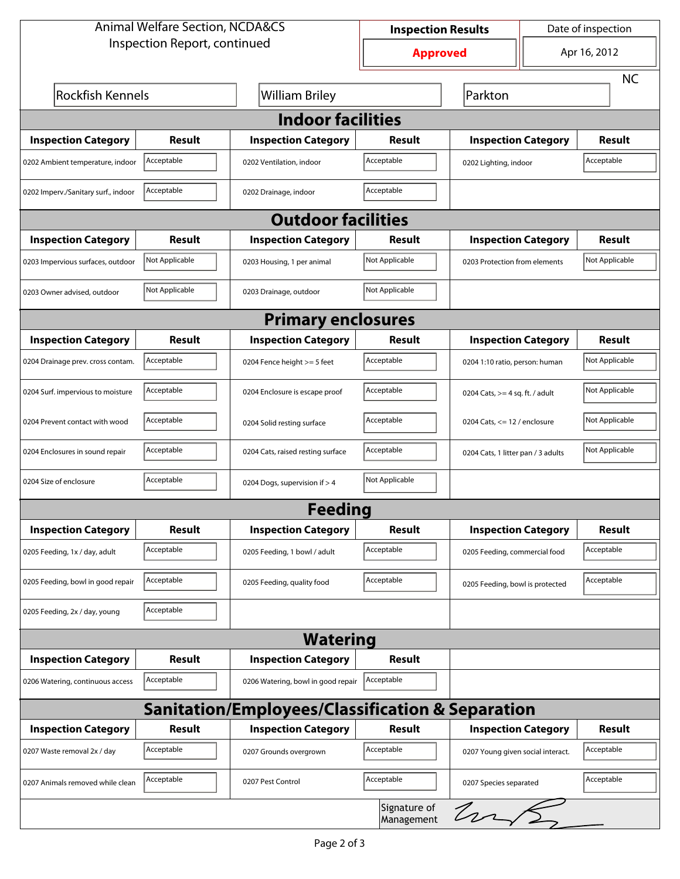Animal Welfare Section, NCDA&CS
Inspection Report, continued

| Inspection Results | Date of inspection |
|---|---|
| **Approved** | Apr 16, 2012 |

Rockfish Kennels | William Briley | Parkton | NC

## Indoor facilities

| Inspection Category | Result | Inspection Category | Result | Inspection Category | Result |
|---|---|---|---|---|---|
| 0202 Ambient temperature, indoor | Acceptable | 0202 Ventilation, indoor | Acceptable | 0202 Lighting, indoor | Acceptable |
| 0202 Imperv./Sanitary surf., indoor | Acceptable | 0202 Drainage, indoor | Acceptable | | |

## Outdoor facilities

| Inspection Category | Result | Inspection Category | Result | Inspection Category | Result |
|---|---|---|---|---|---|
| 0203 Impervious surfaces, outdoor | Not Applicable | 0203 Housing, 1 per animal | Not Applicable | 0203 Protection from elements | Not Applicable |
| 0203 Owner advised, outdoor | Not Applicable | 0203 Drainage, outdoor | Not Applicable | | |

## Primary enclosures

| Inspection Category | Result | Inspection Category | Result | Inspection Category | Result |
|---|---|---|---|---|---|
| 0204 Drainage prev. cross contam. | Acceptable | 0204 Fence height >= 5 feet | Acceptable | 0204 1:10 ratio, person: human | Not Applicable |
| 0204 Surf. impervious to moisture | Acceptable | 0204 Enclosure is escape proof | Acceptable | 0204 Cats, >= 4 sq. ft. / adult | Not Applicable |
| 0204 Prevent contact with wood | Acceptable | 0204 Solid resting surface | Acceptable | 0204 Cats, <= 12 / enclosure | Not Applicable |
| 0204 Enclosures in sound repair | Acceptable | 0204 Cats, raised resting surface | Acceptable | 0204 Cats, 1 litter pan / 3 adults | Not Applicable |
| 0204 Size of enclosure | Acceptable | 0204 Dogs, supervision if > 4 | Not Applicable | | |

## Feeding

| Inspection Category | Result | Inspection Category | Result | Inspection Category | Result |
|---|---|---|---|---|---|
| 0205 Feeding, 1x / day, adult | Acceptable | 0205 Feeding, 1 bowl / adult | Acceptable | 0205 Feeding, commercial food | Acceptable |
| 0205 Feeding, bowl in good repair | Acceptable | 0205 Feeding, quality food | Acceptable | 0205 Feeding, bowl is protected | Acceptable |
| 0205 Feeding, 2x / day, young | Acceptable | | | | |

## Watering

| Inspection Category | Result | Inspection Category | Result |
|---|---|---|---|
| 0206 Watering, continuous access | Acceptable | 0206 Watering, bowl in good repair | Acceptable |

## Sanitation/Employees/Classification & Separation

| Inspection Category | Result | Inspection Category | Result | Inspection Category | Result |
|---|---|---|---|---|---|
| 0207 Waste removal 2x / day | Acceptable | 0207 Grounds overgrown | Acceptable | 0207 Young given social interact. | Acceptable |
| 0207 Animals removed while clean | Acceptable | 0207 Pest Control | Acceptable | 0207 Species separated | Acceptable |

Signature of Management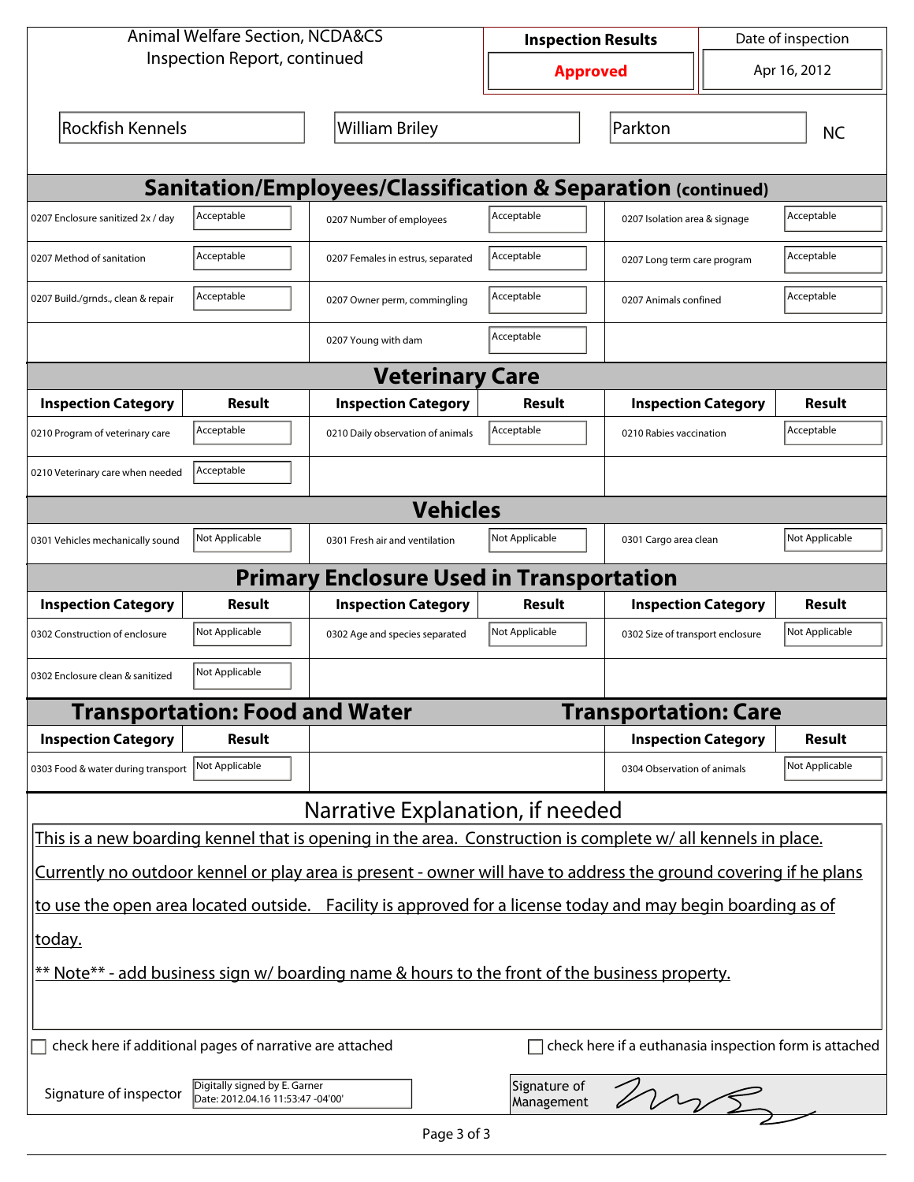Animal Welfare Section, NCDA&CS
Inspection Report, continued

| Inspection Results | Date of inspection |
|---|---|
| **Approved** | Apr 16, 2012 |

| | | | |
|---|---|---|---|
| Rockfish Kennels | William Briley | Parkton | NC |

## Sanitation/Employees/Classification & Separation (continued)

| | | | | | |
|---|---|---|---|---|---|
| 0207 Enclosure sanitized 2x / day | Acceptable | 0207 Number of employees | Acceptable | 0207 Isolation area & signage | Acceptable |
| 0207 Method of sanitation | Acceptable | 0207 Females in estrus, separated | Acceptable | 0207 Long term care program | Acceptable |
| 0207 Build./grnds., clean & repair | Acceptable | 0207 Owner perm, commingling | Acceptable | 0207 Animals confined | Acceptable |
| | | 0207 Young with dam | Acceptable | | |

## Veterinary Care

| Inspection Category | Result | Inspection Category | Result | Inspection Category | Result |
|---|---|---|---|---|---|
| 0210 Program of veterinary care | Acceptable | 0210 Daily observation of animals | Acceptable | 0210 Rabies vaccination | Acceptable |
| 0210 Veterinary care when needed | Acceptable | | | | |

## Vehicles

| | | | | | |
|---|---|---|---|---|---|
| 0301 Vehicles mechanically sound | Not Applicable | 0301 Fresh air and ventilation | Not Applicable | 0301 Cargo area clean | Not Applicable |

## Primary Enclosure Used in Transportation

| Inspection Category | Result | Inspection Category | Result | Inspection Category | Result |
|---|---|---|---|---|---|
| 0302 Construction of enclosure | Not Applicable | 0302 Age and species separated | Not Applicable | 0302 Size of transport enclosure | Not Applicable |
| 0302 Enclosure clean & sanitized | Not Applicable | | | | |

## Transportation: Food and Water

| Inspection Category | Result |
|---|---|
| 0303 Food & water during transport | Not Applicable |

## Transportation: Care

| Inspection Category | Result |
|---|---|
| 0304 Observation of animals | Not Applicable |

## Narrative Explanation, if needed

This is a new boarding kennel that is opening in the area. Construction is complete w/ all kennels in place.

Currently no outdoor kennel or play area is present - owner will have to address the ground covering if he plans to use the open area located outside. Facility is approved for a license today and may begin boarding as of today.

** Note** - add business sign w/ boarding name & hours to the front of the business property.

☐ check here if additional pages of narrative are attached

☐ check here if a euthanasia inspection form is attached

Signature of inspector: Digitally signed by E. Garner Date: 2012.04.16 11:53:47 -04'00'

Signature of Management: [signature]